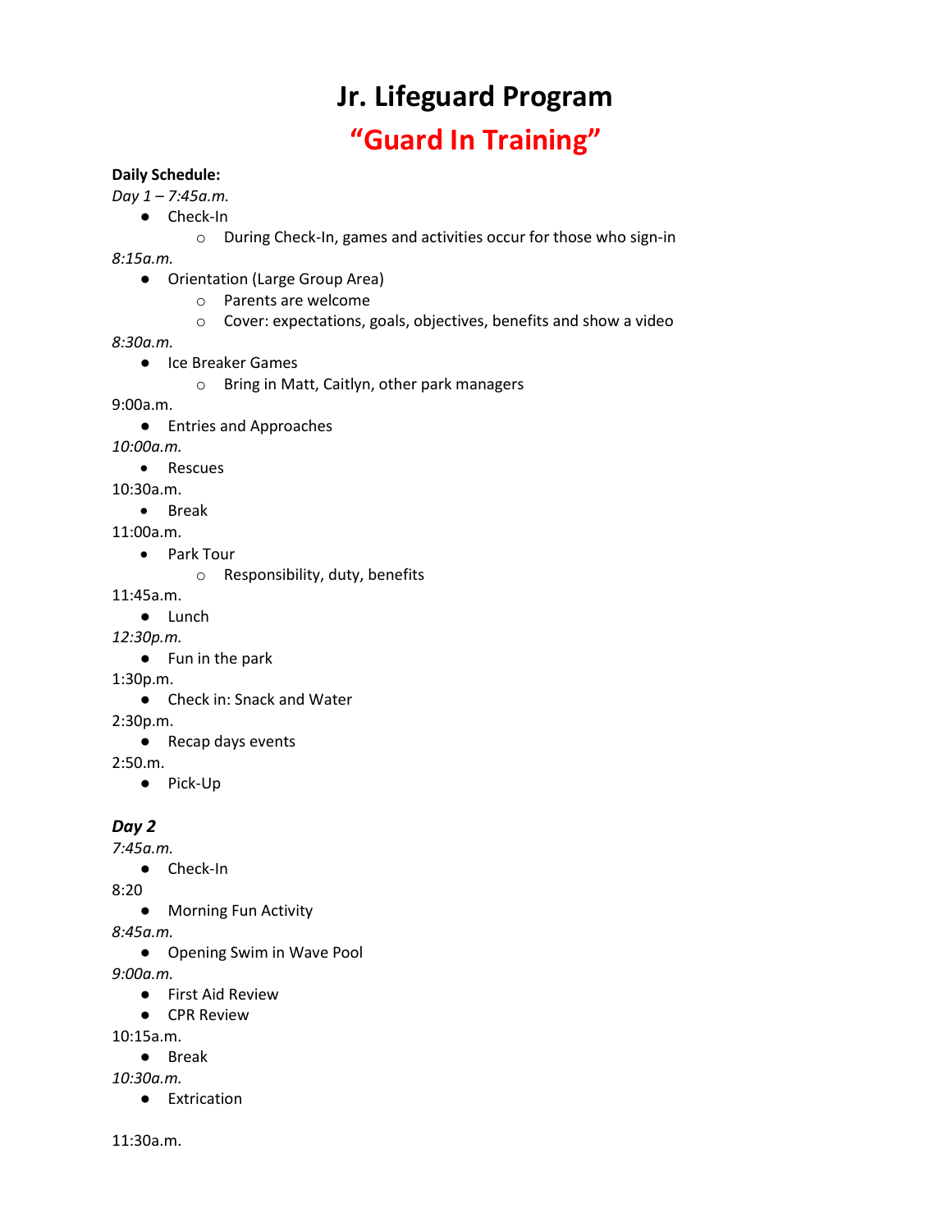# Jr. Lifeguard Program

## "Guard In Training"

**Daily Schedule:**

*Day 1 – 7:45a.m.*

- Check-In
    - During Check-In, games and activities occur for those who sign-in

*8:15a.m.*

- Orientation (Large Group Area)
    - Parents are welcome
    - Cover: expectations, goals, objectives, benefits and show a video

*8:30a.m.*

- Ice Breaker Games
    - Bring in Matt, Caitlyn, other park managers

9:00a.m.

- Entries and Approaches

*10:00a.m.*

- Rescues

10:30a.m.

- Break

11:00a.m.

- Park Tour
    - Responsibility, duty, benefits

11:45a.m.

- Lunch

*12:30p.m.*

- Fun in the park

1:30p.m.

- Check in: Snack and Water

2:30p.m.

- Recap days events

2:50.m.

- Pick-Up

***Day 2***

*7:45a.m.*

- Check-In

8:20

- Morning Fun Activity

*8:45a.m.*

- Opening Swim in Wave Pool

*9:00a.m.*

- First Aid Review
- CPR Review

10:15a.m.

- Break

*10:30a.m.*

- Extrication

11:30a.m.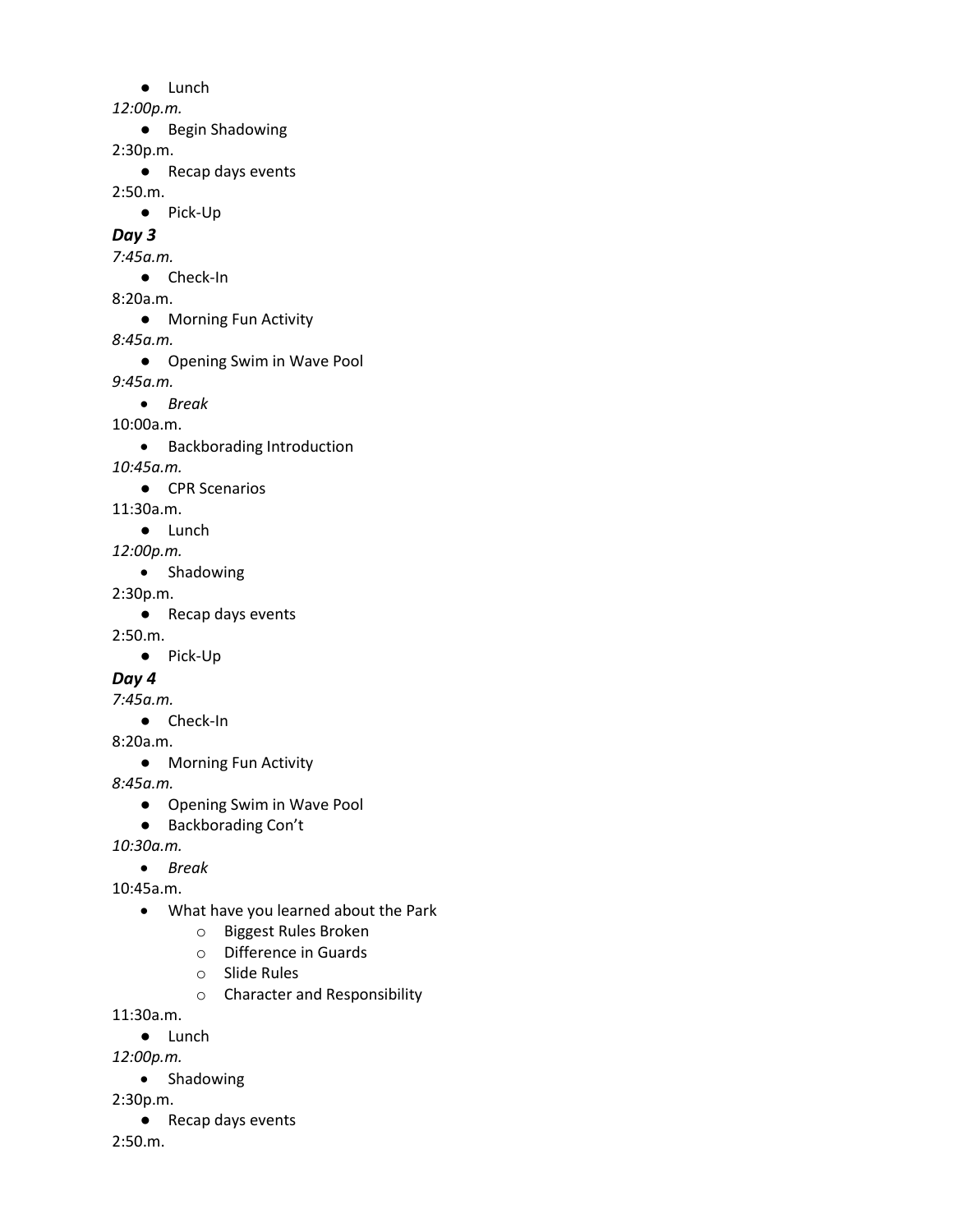- Lunch

*12:00p.m.*

- Begin Shadowing

2:30p.m.

- Recap days events

2:50.m.

- Pick-Up

***Day 3***

*7:45a.m.*

- Check-In

8:20a.m.

- Morning Fun Activity

*8:45a.m.*

- Opening Swim in Wave Pool

*9:45a.m.*

- *Break*

10:00a.m.

- Backborading Introduction

*10:45a.m.*

- CPR Scenarios

11:30a.m.

- Lunch

*12:00p.m.*

- Shadowing

2:30p.m.

- Recap days events

2:50.m.

- Pick-Up

***Day 4***

*7:45a.m.*

- Check-In

8:20a.m.

- Morning Fun Activity

*8:45a.m.*

- Opening Swim in Wave Pool
- Backborading Con't

*10:30a.m.*

- *Break*

10:45a.m.

- What have you learned about the Park
    - Biggest Rules Broken
    - Difference in Guards
    - Slide Rules
    - Character and Responsibility

11:30a.m.

- Lunch

*12:00p.m.*

- Shadowing

2:30p.m.

- Recap days events

2:50.m.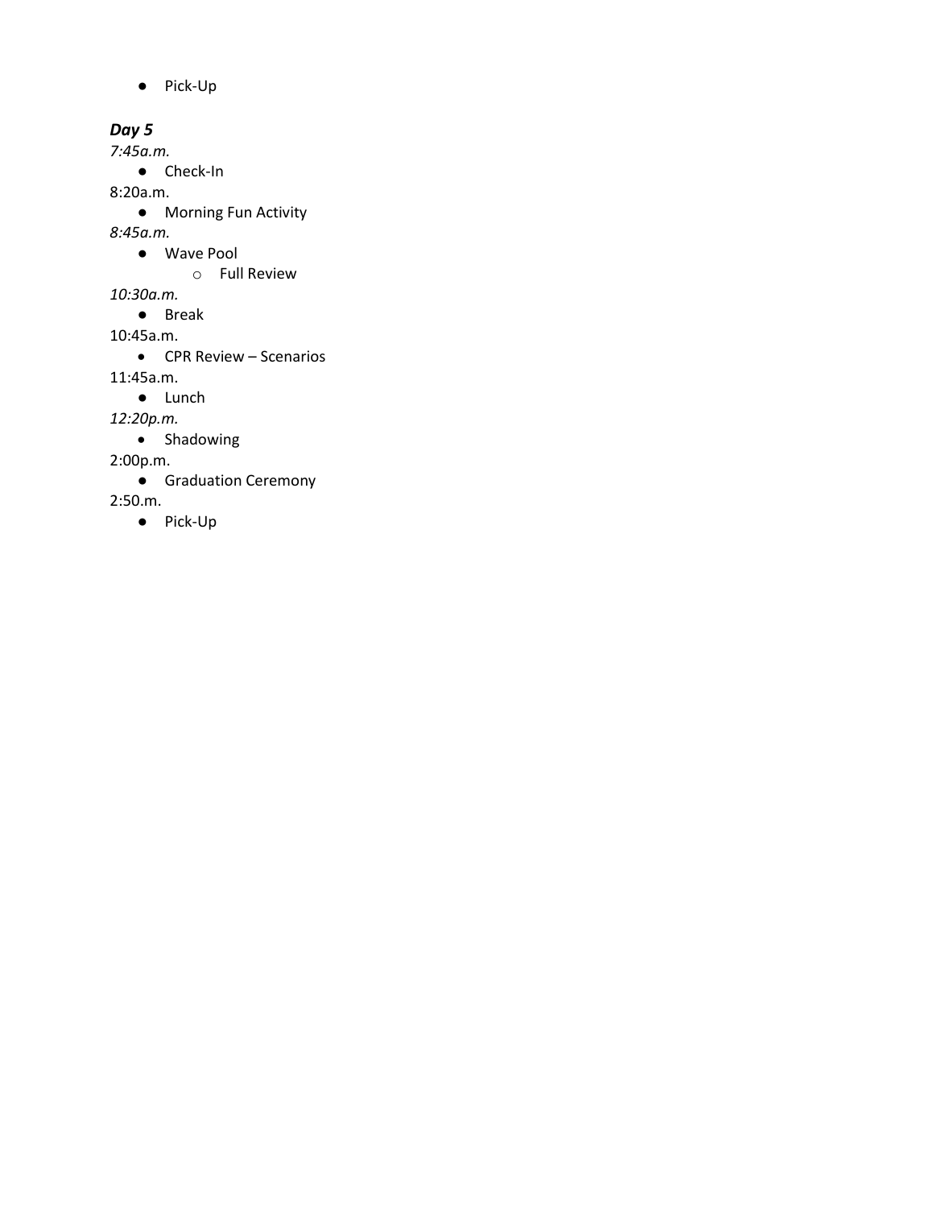- Pick-Up

***Day 5***

*7:45a.m.*

- Check-In

8:20a.m.

- Morning Fun Activity

*8:45a.m.*

- Wave Pool
  - Full Review

*10:30a.m.*

- Break

10:45a.m.

- CPR Review – Scenarios

11:45a.m.

- Lunch

*12:20p.m.*

- Shadowing

2:00p.m.

- Graduation Ceremony

2:50.m.

- Pick-Up